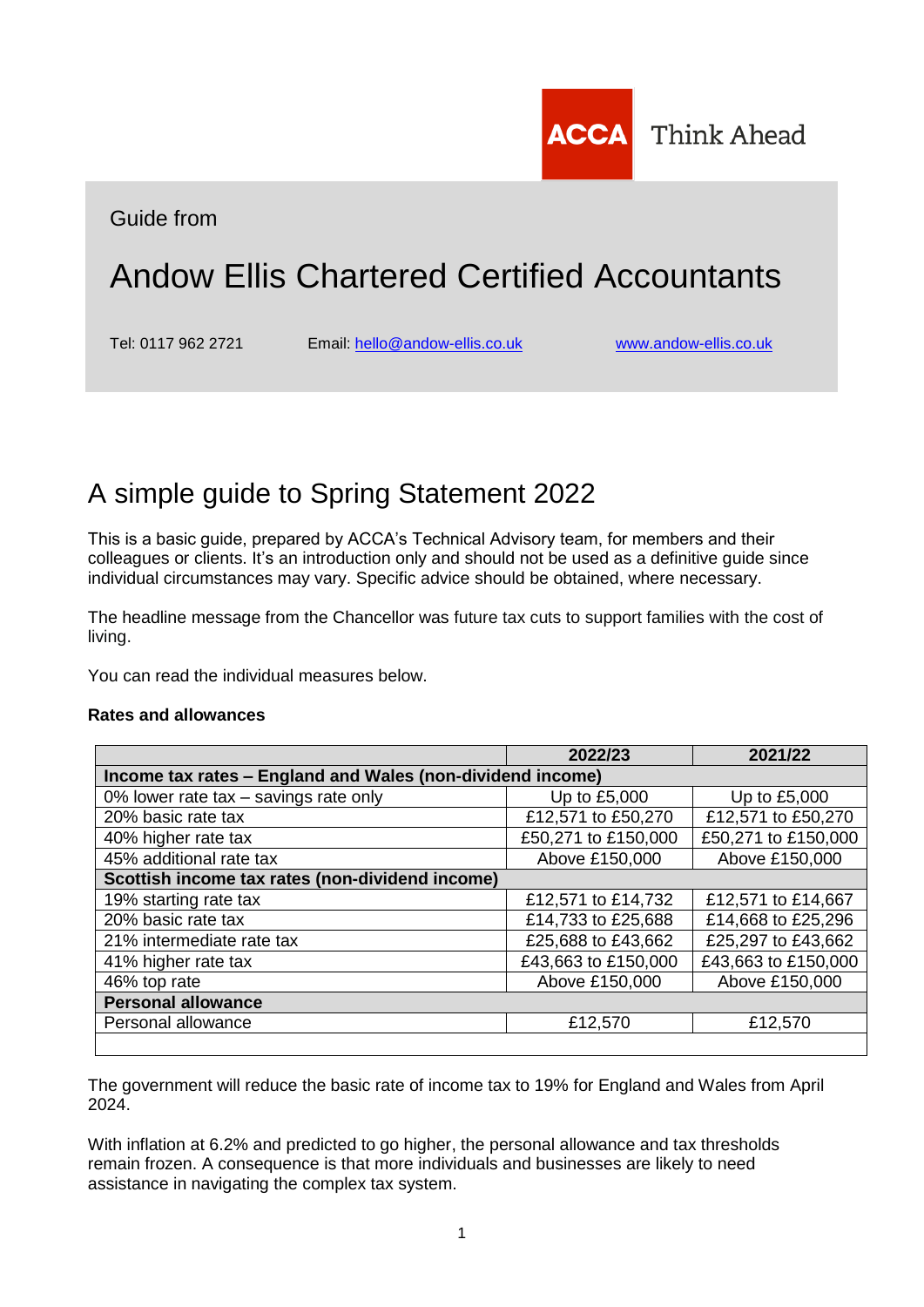ACCA Think Ahead

Guide from

# Andow Ellis Chartered Certified Accountants

Tel: 0117 962 2721 Email: hello@andow-ellis.co.uk www.andow-ellis.co.uk

## A simple guide to Spring Statement 2022

This is a basic guide, prepared by ACCA's Technical Advisory team, for members and their colleagues or clients. It's an introduction only and should not be used as a definitive guide since individual circumstances may vary. Specific advice should be obtained, where necessary.

The headline message from the Chancellor was future tax cuts to support families with the cost of living.

You can read the individual measures below.

**Rates and allowances**

| | 2022/23 | 2021/22 |
|---|---|---|
| **Income tax rates – England and Wales (non-dividend income)** | | |
| 0% lower rate tax – savings rate only | Up to £5,000 | Up to £5,000 |
| 20% basic rate tax | £12,571 to £50,270 | £12,571 to £50,270 |
| 40% higher rate tax | £50,271 to £150,000 | £50,271 to £150,000 |
| 45% additional rate tax | Above £150,000 | Above £150,000 |
| **Scottish income tax rates (non-dividend income)** | | |
| 19% starting rate tax | £12,571 to £14,732 | £12,571 to £14,667 |
| 20% basic rate tax | £14,733 to £25,688 | £14,668 to £25,296 |
| 21% intermediate rate tax | £25,688 to £43,662 | £25,297 to £43,662 |
| 41% higher rate tax | £43,663 to £150,000 | £43,663 to £150,000 |
| 46% top rate | Above £150,000 | Above £150,000 |
| **Personal allowance** | | |
| Personal allowance | £12,570 | £12,570 |

The government will reduce the basic rate of income tax to 19% for England and Wales from April 2024.

With inflation at 6.2% and predicted to go higher, the personal allowance and tax thresholds remain frozen. A consequence is that more individuals and businesses are likely to need assistance in navigating the complex tax system.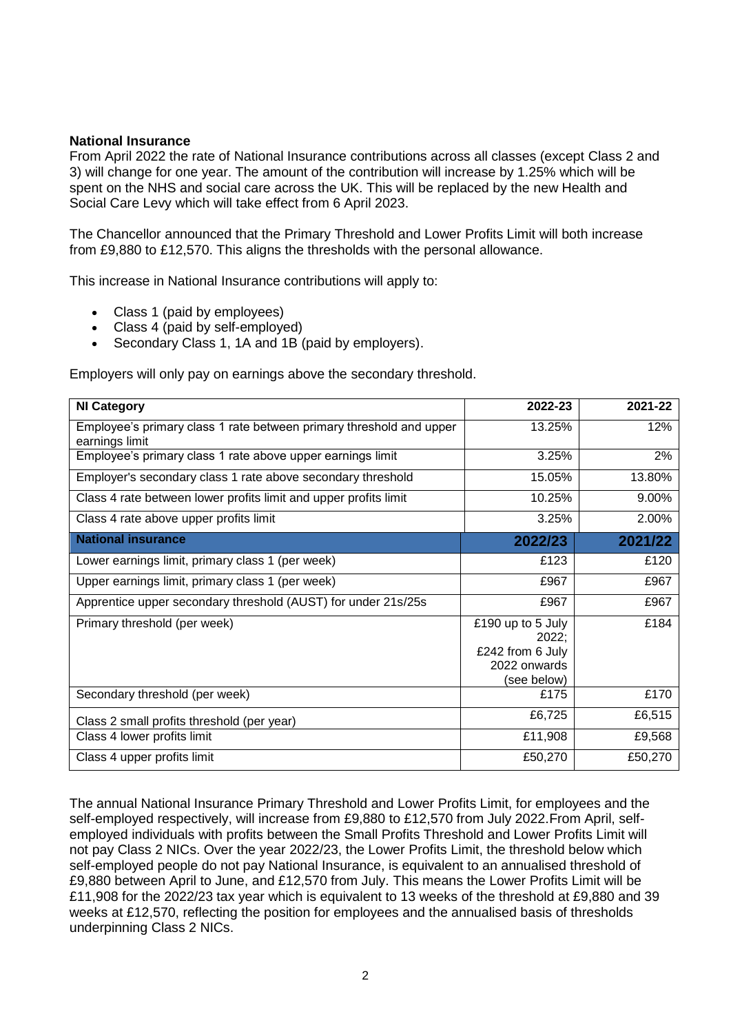**National Insurance**

From April 2022 the rate of National Insurance contributions across all classes (except Class 2 and 3) will change for one year. The amount of the contribution will increase by 1.25% which will be spent on the NHS and social care across the UK. This will be replaced by the new Health and Social Care Levy which will take effect from 6 April 2023.

The Chancellor announced that the Primary Threshold and Lower Profits Limit will both increase from £9,880 to £12,570. This aligns the thresholds with the personal allowance.

This increase in National Insurance contributions will apply to:

- Class 1 (paid by employees)
- Class 4 (paid by self-employed)
- Secondary Class 1, 1A and 1B (paid by employers).

Employers will only pay on earnings above the secondary threshold.

| NI Category | 2022-23 | 2021-22 |
|---|---|---|
| Employee's primary class 1 rate between primary threshold and upper earnings limit | 13.25% | 12% |
| Employee's primary class 1 rate above upper earnings limit | 3.25% | 2% |
| Employer's secondary class 1 rate above secondary threshold | 15.05% | 13.80% |
| Class 4 rate between lower profits limit and upper profits limit | 10.25% | 9.00% |
| Class 4 rate above upper profits limit | 3.25% | 2.00% |
| **National insurance** | **2022/23** | **2021/22** |
| Lower earnings limit, primary class 1 (per week) | £123 | £120 |
| Upper earnings limit, primary class 1 (per week) | £967 | £967 |
| Apprentice upper secondary threshold (AUST) for under 21s/25s | £967 | £967 |
| Primary threshold (per week) | £190 up to 5 July 2022; £242 from 6 July 2022 onwards (see below) | £184 |
| Secondary threshold (per week) | £175 | £170 |
| Class 2 small profits threshold (per year) | £6,725 | £6,515 |
| Class 4 lower profits limit | £11,908 | £9,568 |
| Class 4 upper profits limit | £50,270 | £50,270 |

The annual National Insurance Primary Threshold and Lower Profits Limit, for employees and the self-employed respectively, will increase from £9,880 to £12,570 from July 2022.From April, self-employed individuals with profits between the Small Profits Threshold and Lower Profits Limit will not pay Class 2 NICs. Over the year 2022/23, the Lower Profits Limit, the threshold below which self-employed people do not pay National Insurance, is equivalent to an annualised threshold of £9,880 between April to June, and £12,570 from July. This means the Lower Profits Limit will be £11,908 for the 2022/23 tax year which is equivalent to 13 weeks of the threshold at £9,880 and 39 weeks at £12,570, reflecting the position for employees and the annualised basis of thresholds underpinning Class 2 NICs.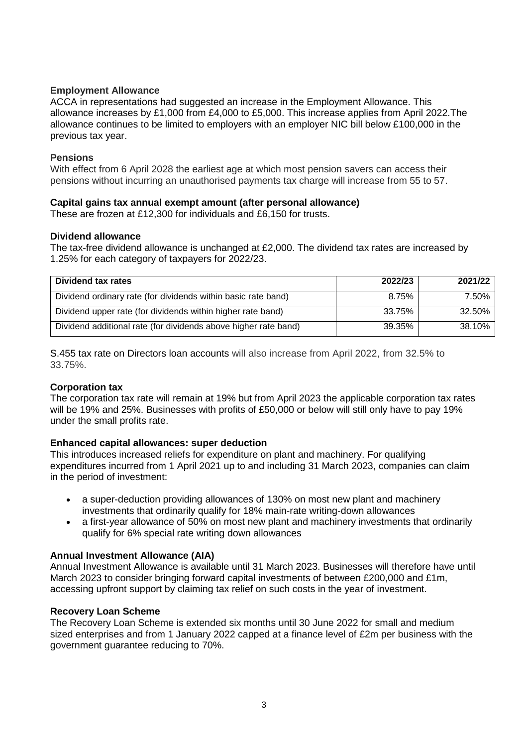**Employment Allowance**

ACCA in representations had suggested an increase in the Employment Allowance. This allowance increases by £1,000 from £4,000 to £5,000. This increase applies from April 2022.The allowance continues to be limited to employers with an employer NIC bill below £100,000 in the previous tax year.

**Pensions**

With effect from 6 April 2028 the earliest age at which most pension savers can access their pensions without incurring an unauthorised payments tax charge will increase from 55 to 57.

**Capital gains tax annual exempt amount (after personal allowance)**

These are frozen at £12,300 for individuals and £6,150 for trusts.

**Dividend allowance**

The tax-free dividend allowance is unchanged at £2,000. The dividend tax rates are increased by 1.25% for each category of taxpayers for 2022/23.

| Dividend tax rates | 2022/23 | 2021/22 |
| --- | --- | --- |
| Dividend ordinary rate (for dividends within basic rate band) | 8.75% | 7.50% |
| Dividend upper rate (for dividends within higher rate band) | 33.75% | 32.50% |
| Dividend additional rate (for dividends above higher rate band) | 39.35% | 38.10% |

S.455 tax rate on Directors loan accounts will also increase from April 2022, from 32.5% to 33.75%.

**Corporation tax**

The corporation tax rate will remain at 19% but from April 2023 the applicable corporation tax rates will be 19% and 25%. Businesses with profits of £50,000 or below will still only have to pay 19% under the small profits rate.

**Enhanced capital allowances: super deduction**

This introduces increased reliefs for expenditure on plant and machinery. For qualifying expenditures incurred from 1 April 2021 up to and including 31 March 2023, companies can claim in the period of investment:

- a super-deduction providing allowances of 130% on most new plant and machinery investments that ordinarily qualify for 18% main-rate writing-down allowances
- a first-year allowance of 50% on most new plant and machinery investments that ordinarily qualify for 6% special rate writing down allowances

**Annual Investment Allowance (AIA)**

Annual Investment Allowance is available until 31 March 2023. Businesses will therefore have until March 2023 to consider bringing forward capital investments of between £200,000 and £1m, accessing upfront support by claiming tax relief on such costs in the year of investment.

**Recovery Loan Scheme**

The Recovery Loan Scheme is extended six months until 30 June 2022 for small and medium sized enterprises and from 1 January 2022 capped at a finance level of £2m per business with the government guarantee reducing to 70%.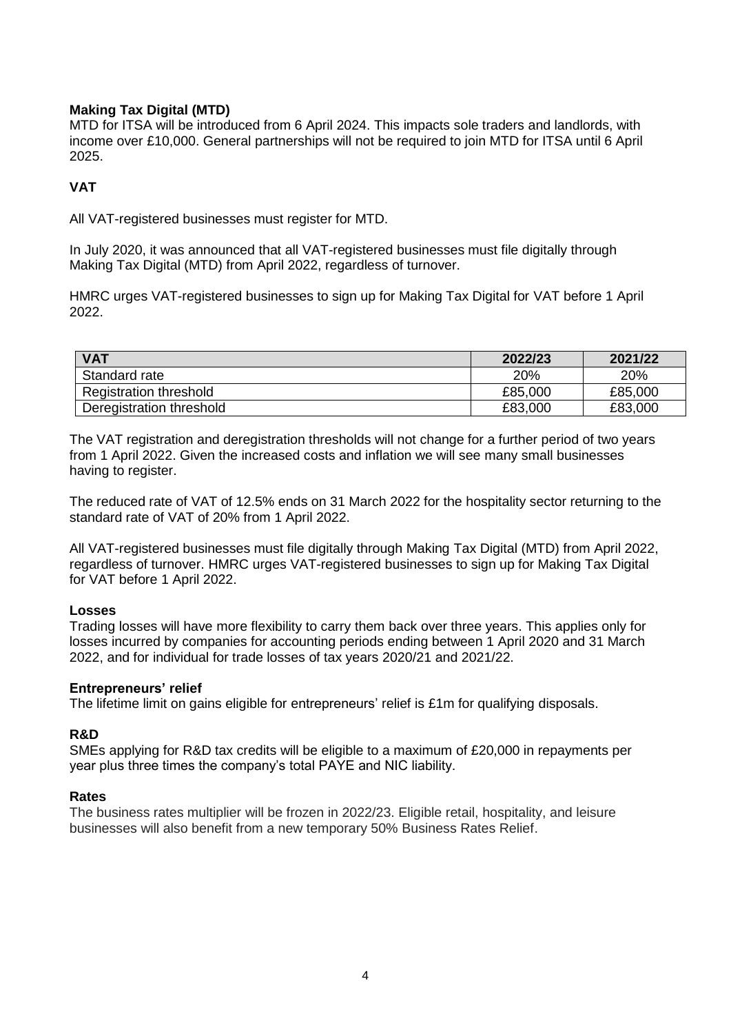**Making Tax Digital (MTD)**

MTD for ITSA will be introduced from 6 April 2024. This impacts sole traders and landlords, with income over £10,000. General partnerships will not be required to join MTD for ITSA until 6 April 2025.

**VAT**

All VAT-registered businesses must register for MTD.

In July 2020, it was announced that all VAT-registered businesses must file digitally through Making Tax Digital (MTD) from April 2022, regardless of turnover.

HMRC urges VAT-registered businesses to sign up for Making Tax Digital for VAT before 1 April 2022.

| VAT | 2022/23 | 2021/22 |
| --- | --- | --- |
| Standard rate | 20% | 20% |
| Registration threshold | £85,000 | £85,000 |
| Deregistration threshold | £83,000 | £83,000 |

The VAT registration and deregistration thresholds will not change for a further period of two years from 1 April 2022. Given the increased costs and inflation we will see many small businesses having to register.

The reduced rate of VAT of 12.5% ends on 31 March 2022 for the hospitality sector returning to the standard rate of VAT of 20% from 1 April 2022.

All VAT-registered businesses must file digitally through Making Tax Digital (MTD) from April 2022, regardless of turnover. HMRC urges VAT-registered businesses to sign up for Making Tax Digital for VAT before 1 April 2022.

**Losses**

Trading losses will have more flexibility to carry them back over three years. This applies only for losses incurred by companies for accounting periods ending between 1 April 2020 and 31 March 2022, and for individual for trade losses of tax years 2020/21 and 2021/22.

**Entrepreneurs' relief**

The lifetime limit on gains eligible for entrepreneurs' relief is £1m for qualifying disposals.

**R&D**

SMEs applying for R&D tax credits will be eligible to a maximum of £20,000 in repayments per year plus three times the company's total PAYE and NIC liability.

**Rates**

The business rates multiplier will be frozen in 2022/23. Eligible retail, hospitality, and leisure businesses will also benefit from a new temporary 50% Business Rates Relief.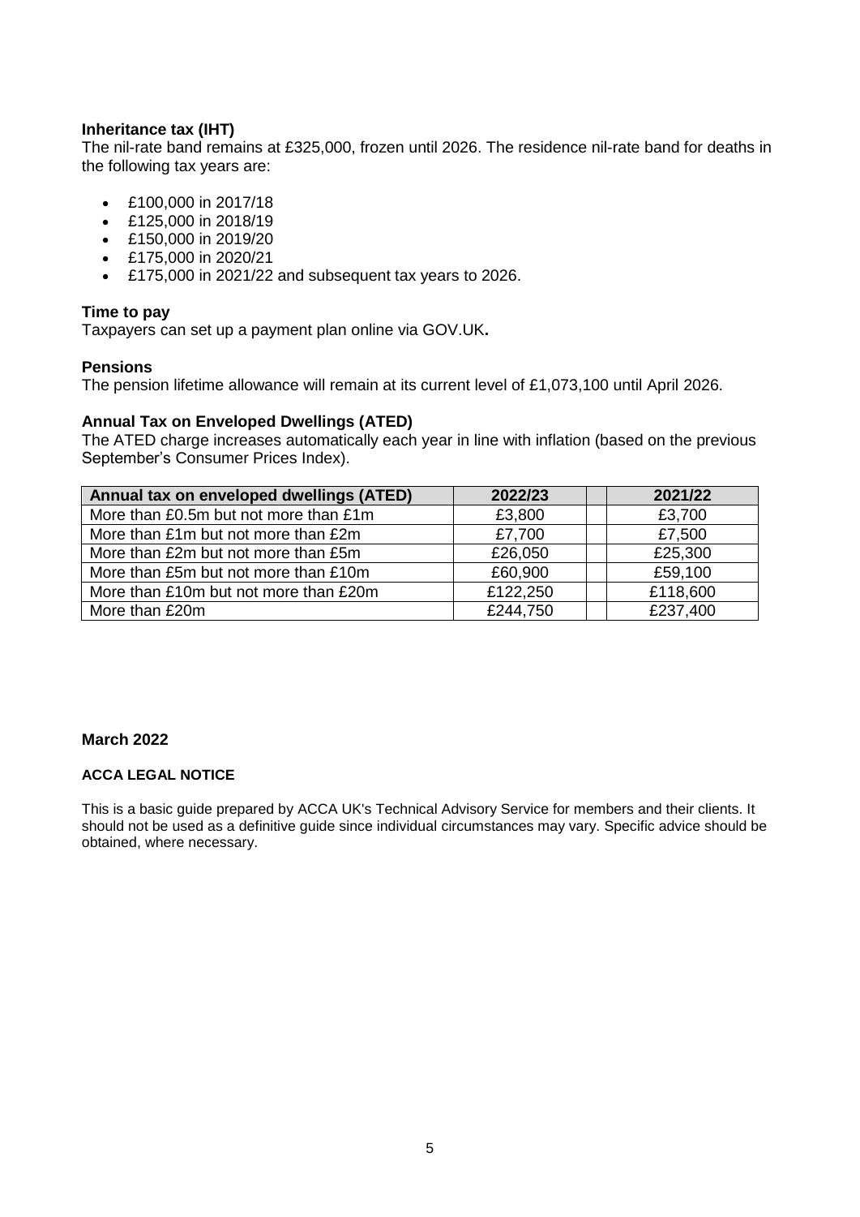### Inheritance tax (IHT)

The nil-rate band remains at £325,000, frozen until 2026. The residence nil-rate band for deaths in the following tax years are:

- £100,000 in 2017/18
- £125,000 in 2018/19
- £150,000 in 2019/20
- £175,000 in 2020/21
- £175,000 in 2021/22 and subsequent tax years to 2026.

### Time to pay

Taxpayers can set up a payment plan online via GOV.UK**.**

### Pensions

The pension lifetime allowance will remain at its current level of £1,073,100 until April 2026.

### Annual Tax on Enveloped Dwellings (ATED)

The ATED charge increases automatically each year in line with inflation (based on the previous September's Consumer Prices Index).

| Annual tax on enveloped dwellings (ATED) | 2022/23 | | 2021/22 |
|---|---|---|---|
| More than £0.5m but not more than £1m | £3,800 | | £3,700 |
| More than £1m but not more than £2m | £7,700 | | £7,500 |
| More than £2m but not more than £5m | £26,050 | | £25,300 |
| More than £5m but not more than £10m | £60,900 | | £59,100 |
| More than £10m but not more than £20m | £122,250 | | £118,600 |
| More than £20m | £244,750 | | £237,400 |

**March 2022**

**ACCA LEGAL NOTICE**

This is a basic guide prepared by ACCA UK's Technical Advisory Service for members and their clients. It should not be used as a definitive guide since individual circumstances may vary. Specific advice should be obtained, where necessary.